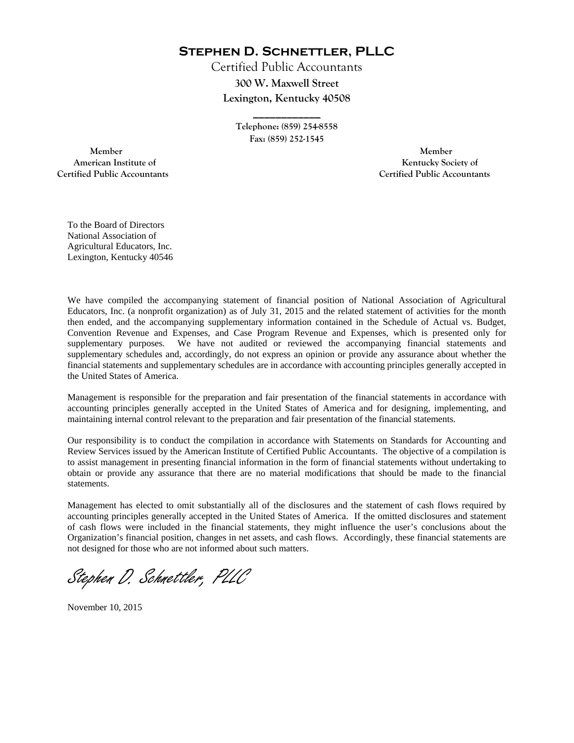# Stephen D. Schnettler, PLLC

Certified Public Accountants

**300 W. Maxwell Street**

**Lexington, Kentucky 40508**

**Telephone: (859) 254-8558**

**Fax: (859) 252-1545**

**Member**
**American Institute of**
**Certified Public Accountants**

**Member**
**Kentucky Society of**
**Certified Public Accountants**

To the Board of Directors
National Association of
Agricultural Educators, Inc.
Lexington, Kentucky 40546

We have compiled the accompanying statement of financial position of National Association of Agricultural Educators, Inc. (a nonprofit organization) as of July 31, 2015 and the related statement of activities for the month then ended, and the accompanying supplementary information contained in the Schedule of Actual vs. Budget, Convention Revenue and Expenses, and Case Program Revenue and Expenses, which is presented only for supplementary purposes. We have not audited or reviewed the accompanying financial statements and supplementary schedules and, accordingly, do not express an opinion or provide any assurance about whether the financial statements and supplementary schedules are in accordance with accounting principles generally accepted in the United States of America.

Management is responsible for the preparation and fair presentation of the financial statements in accordance with accounting principles generally accepted in the United States of America and for designing, implementing, and maintaining internal control relevant to the preparation and fair presentation of the financial statements.

Our responsibility is to conduct the compilation in accordance with Statements on Standards for Accounting and Review Services issued by the American Institute of Certified Public Accountants. The objective of a compilation is to assist management in presenting financial information in the form of financial statements without undertaking to obtain or provide any assurance that there are no material modifications that should be made to the financial statements.

Management has elected to omit substantially all of the disclosures and the statement of cash flows required by accounting principles generally accepted in the United States of America. If the omitted disclosures and statement of cash flows were included in the financial statements, they might influence the user's conclusions about the Organization's financial position, changes in net assets, and cash flows. Accordingly, these financial statements are not designed for those who are not informed about such matters.

*Stephen D. Schnettler, PLLC*

November 10, 2015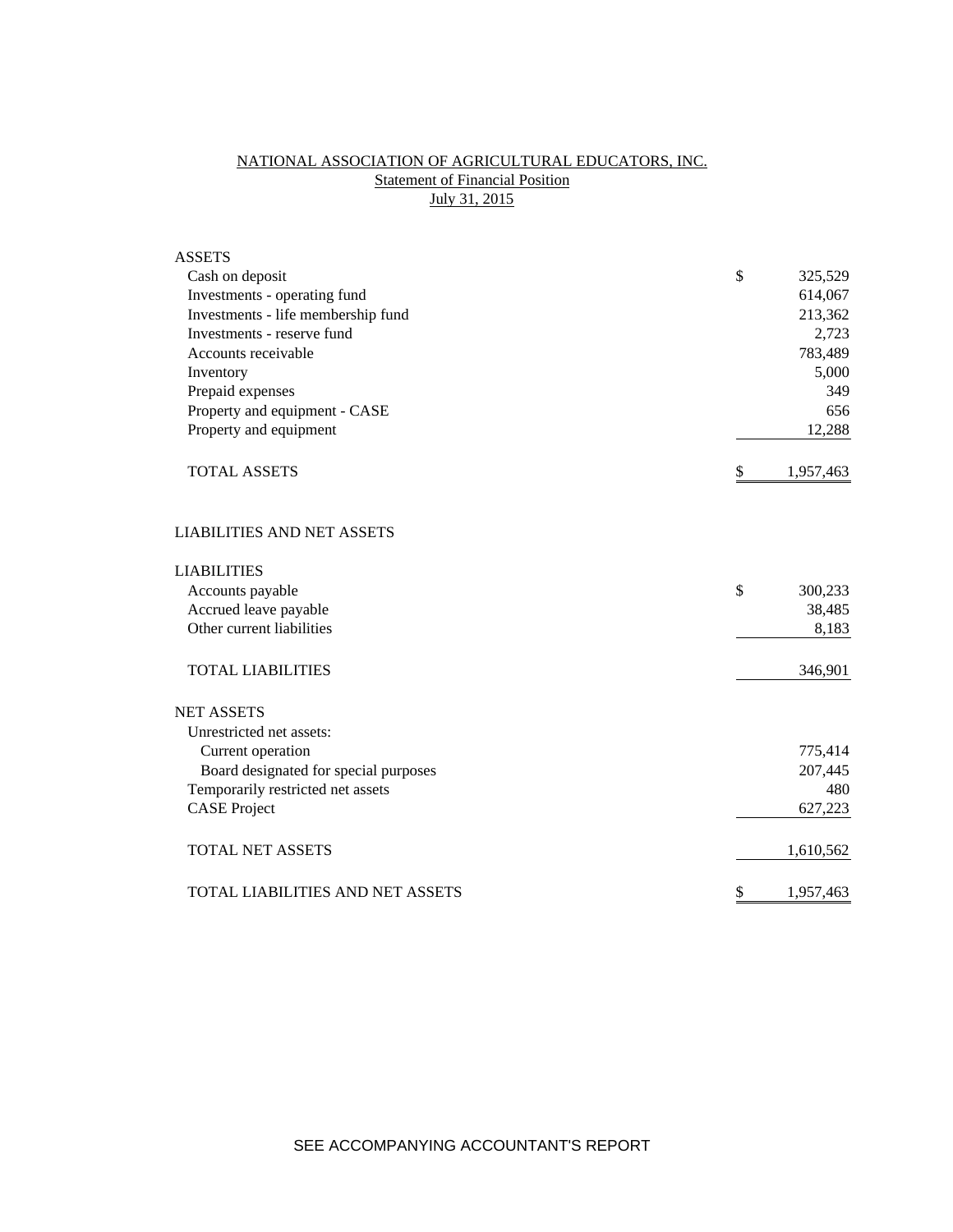NATIONAL ASSOCIATION OF AGRICULTURAL EDUCATORS, INC.

Statement of Financial Position

July 31, 2015

| | | |
|---|---|---|
| ASSETS | | |
| Cash on deposit | $ | 325,529 |
| Investments - operating fund | | 614,067 |
| Investments - life membership fund | | 213,362 |
| Investments - reserve fund | | 2,723 |
| Accounts receivable | | 783,489 |
| Inventory | | 5,000 |
| Prepaid expenses | | 349 |
| Property and equipment - CASE | | 656 |
| Property and equipment | | 12,288 |
| TOTAL ASSETS | $ | 1,957,463 |
| | | |
| LIABILITIES AND NET ASSETS | | |
| | | |
| LIABILITIES | | |
| Accounts payable | $ | 300,233 |
| Accrued leave payable | | 38,485 |
| Other current liabilities | | 8,183 |
| TOTAL LIABILITIES | | 346,901 |
| | | |
| NET ASSETS | | |
| Unrestricted net assets: | | |
| Current operation | | 775,414 |
| Board designated for special purposes | | 207,445 |
| Temporarily restricted net assets | | 480 |
| CASE Project | | 627,223 |
| TOTAL NET ASSETS | | 1,610,562 |
| TOTAL LIABILITIES AND NET ASSETS | $ | 1,957,463 |

SEE ACCOMPANYING ACCOUNTANT'S REPORT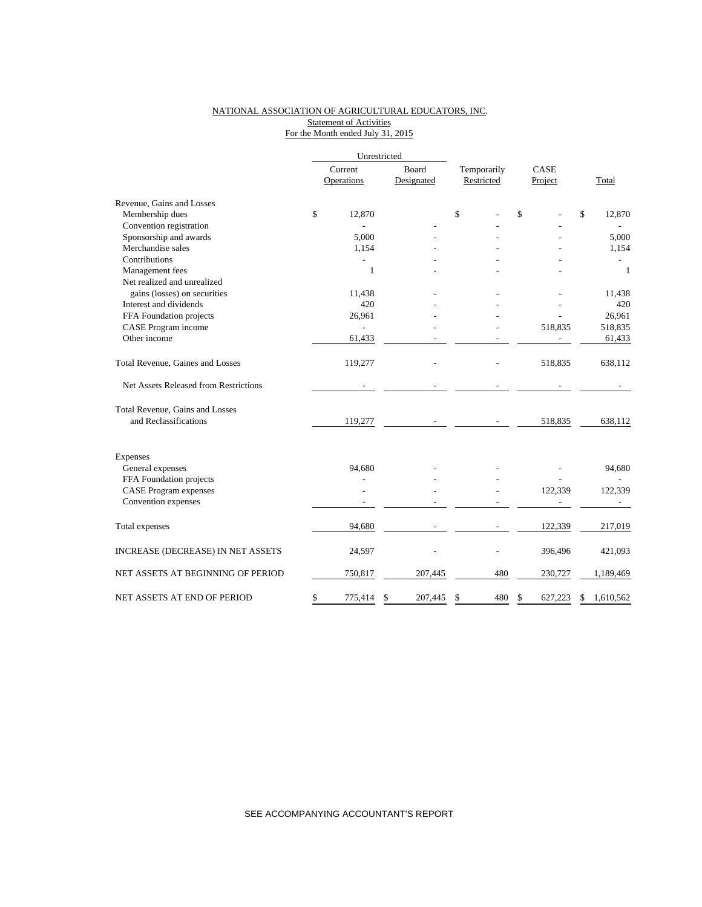NATIONAL ASSOCIATION OF AGRICULTURAL EDUCATORS, INC.
Statement of Activities
For the Month ended July 31, 2015

| | Unrestricted | | | | |
|---|---|---|---|---|---|
| | Current Operations | Board Designated | Temporarily Restricted | CASE Project | Total |
| Revenue, Gains and Losses | | | | | |
| Membership dues | $ 12,870 | | $ - | $ - | $ 12,870 |
| Convention registration | - | - | - | - | - |
| Sponsorship and awards | 5,000 | - | - | - | 5,000 |
| Merchandise sales | 1,154 | - | - | - | 1,154 |
| Contributions | - | - | - | - | - |
| Management fees | 1 | - | - | - | 1 |
| Net realized and unrealized gains (losses) on securities | 11,438 | - | - | - | 11,438 |
| Interest and dividends | 420 | - | - | - | 420 |
| FFA Foundation projects | 26,961 | - | - | - | 26,961 |
| CASE Program income | - | - | - | 518,835 | 518,835 |
| Other income | 61,433 | - | - | - | 61,433 |
| Total Revenue, Gaines and Losses | 119,277 | - | - | 518,835 | 638,112 |
| Net Assets Released from Restrictions | - | - | - | - | - |
| Total Revenue, Gains and Losses and Reclassifications | 119,277 | - | - | 518,835 | 638,112 |
| Expenses | | | | | |
| General expenses | 94,680 | - | - | - | 94,680 |
| FFA Foundation projects | - | - | - | - | - |
| CASE Program expenses | - | - | - | 122,339 | 122,339 |
| Convention expenses | - | - | - | - | - |
| Total expenses | 94,680 | - | - | 122,339 | 217,019 |
| INCREASE (DECREASE) IN NET ASSETS | 24,597 | - | - | 396,496 | 421,093 |
| NET ASSETS AT BEGINNING OF PERIOD | 750,817 | 207,445 | 480 | 230,727 | 1,189,469 |
| NET ASSETS AT END OF PERIOD | $ 775,414 | $ 207,445 | $ 480 | $ 627,223 | $ 1,610,562 |

SEE ACCOMPANYING ACCOUNTANT'S REPORT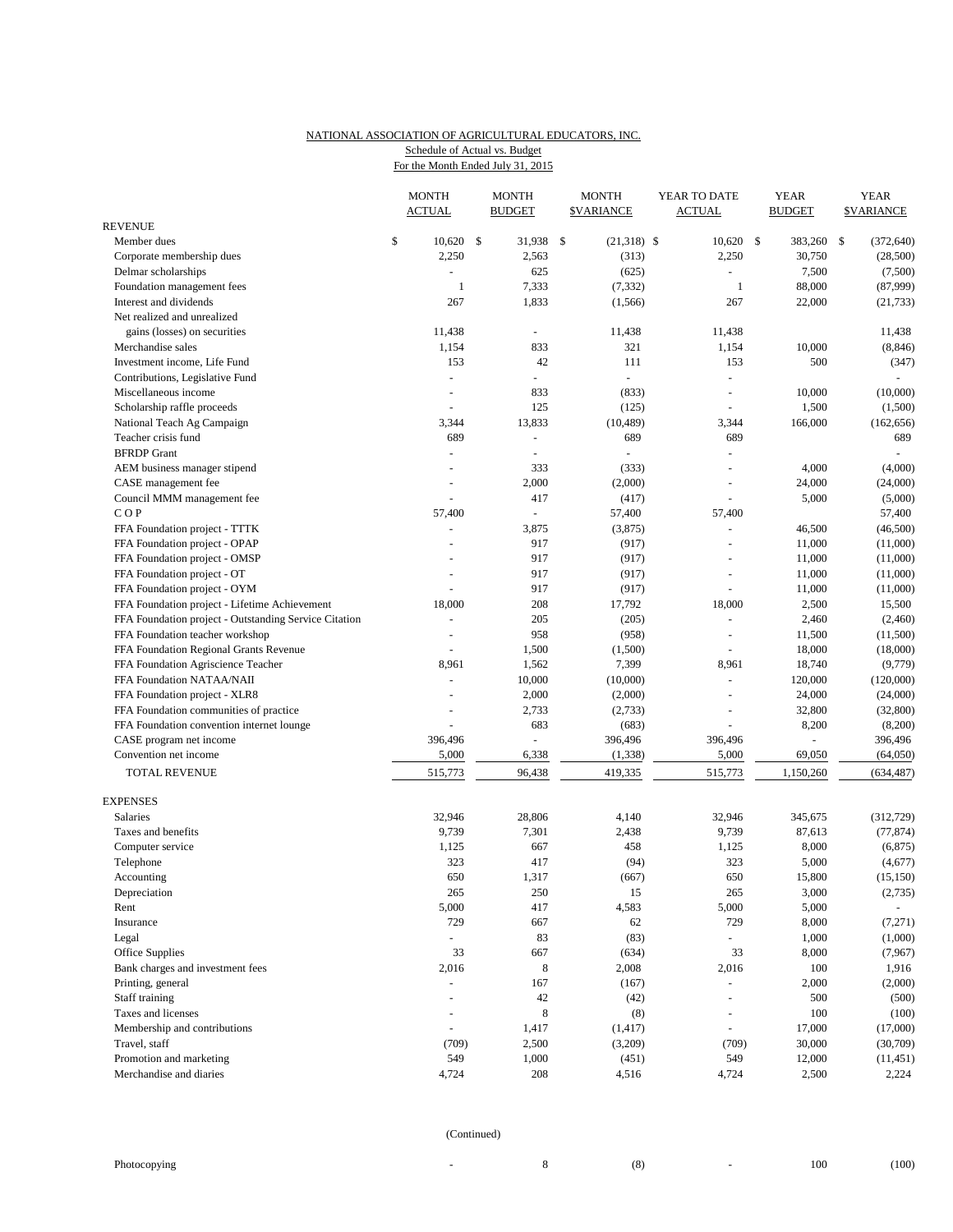NATIONAL ASSOCIATION OF AGRICULTURAL EDUCATORS, INC.
Schedule of Actual vs. Budget
For the Month Ended July 31, 2015

| | MONTH ACTUAL | MONTH BUDGET | MONTH $VARIANCE | YEAR TO DATE ACTUAL | YEAR BUDGET | YEAR $VARIANCE |
|---|---|---|---|---|---|---|
| REVENUE | | | | | | |
| Member dues | $ 10,620 | $ 31,938 | $ (21,318) | $ 10,620 | $ 383,260 | $ (372,640) |
| Corporate membership dues | 2,250 | 2,563 | (313) | 2,250 | 30,750 | (28,500) |
| Delmar scholarships | - | 625 | (625) | - | 7,500 | (7,500) |
| Foundation management fees | 1 | 7,333 | (7,332) | 1 | 88,000 | (87,999) |
| Interest and dividends | 267 | 1,833 | (1,566) | 267 | 22,000 | (21,733) |
| Net realized and unrealized gains (losses) on securities | 11,438 | - | 11,438 | 11,438 | | 11,438 |
| Merchandise sales | 1,154 | 833 | 321 | 1,154 | 10,000 | (8,846) |
| Investment income, Life Fund | 153 | 42 | 111 | 153 | 500 | (347) |
| Contributions, Legislative Fund | - | - | - | - | | - |
| Miscellaneous income | - | 833 | (833) | - | 10,000 | (10,000) |
| Scholarship raffle proceeds | - | 125 | (125) | - | 1,500 | (1,500) |
| National Teach Ag Campaign | 3,344 | 13,833 | (10,489) | 3,344 | 166,000 | (162,656) |
| Teacher crisis fund | 689 | - | 689 | 689 | | 689 |
| BFRDP Grant | - | - | - | - | | - |
| AEM business manager stipend | - | 333 | (333) | - | 4,000 | (4,000) |
| CASE management fee | - | 2,000 | (2,000) | - | 24,000 | (24,000) |
| Council MMM management fee | - | 417 | (417) | - | 5,000 | (5,000) |
| C O P | 57,400 | - | 57,400 | 57,400 | | 57,400 |
| FFA Foundation project - TTTK | - | 3,875 | (3,875) | - | 46,500 | (46,500) |
| FFA Foundation project - OPAP | - | 917 | (917) | - | 11,000 | (11,000) |
| FFA Foundation project - OMSP | - | 917 | (917) | - | 11,000 | (11,000) |
| FFA Foundation project - OT | - | 917 | (917) | - | 11,000 | (11,000) |
| FFA Foundation project - OYM | - | 917 | (917) | - | 11,000 | (11,000) |
| FFA Foundation project - Lifetime Achievement | 18,000 | 208 | 17,792 | 18,000 | 2,500 | 15,500 |
| FFA Foundation project - Outstanding Service Citation | - | 205 | (205) | - | 2,460 | (2,460) |
| FFA Foundation teacher workshop | - | 958 | (958) | - | 11,500 | (11,500) |
| FFA Foundation Regional Grants Revenue | - | 1,500 | (1,500) | - | 18,000 | (18,000) |
| FFA Foundation Agriscience Teacher | 8,961 | 1,562 | 7,399 | 8,961 | 18,740 | (9,779) |
| FFA Foundation NATAA/NAII | - | 10,000 | (10,000) | - | 120,000 | (120,000) |
| FFA Foundation project - XLR8 | - | 2,000 | (2,000) | - | 24,000 | (24,000) |
| FFA Foundation communities of practice | - | 2,733 | (2,733) | - | 32,800 | (32,800) |
| FFA Foundation convention internet lounge | - | 683 | (683) | - | 8,200 | (8,200) |
| CASE program net income | 396,496 | - | 396,496 | 396,496 | - | 396,496 |
| Convention net income | 5,000 | 6,338 | (1,338) | 5,000 | 69,050 | (64,050) |
| TOTAL REVENUE | 515,773 | 96,438 | 419,335 | 515,773 | 1,150,260 | (634,487) |
| EXPENSES | | | | | | |
| Salaries | 32,946 | 28,806 | 4,140 | 32,946 | 345,675 | (312,729) |
| Taxes and benefits | 9,739 | 7,301 | 2,438 | 9,739 | 87,613 | (77,874) |
| Computer service | 1,125 | 667 | 458 | 1,125 | 8,000 | (6,875) |
| Telephone | 323 | 417 | (94) | 323 | 5,000 | (4,677) |
| Accounting | 650 | 1,317 | (667) | 650 | 15,800 | (15,150) |
| Depreciation | 265 | 250 | 15 | 265 | 3,000 | (2,735) |
| Rent | 5,000 | 417 | 4,583 | 5,000 | 5,000 | - |
| Insurance | 729 | 667 | 62 | 729 | 8,000 | (7,271) |
| Legal | - | 83 | (83) | - | 1,000 | (1,000) |
| Office Supplies | 33 | 667 | (634) | 33 | 8,000 | (7,967) |
| Bank charges and investment fees | 2,016 | 8 | 2,008 | 2,016 | 100 | 1,916 |
| Printing, general | - | 167 | (167) | - | 2,000 | (2,000) |
| Staff training | - | 42 | (42) | - | 500 | (500) |
| Taxes and licenses | - | 8 | (8) | - | 100 | (100) |
| Membership and contributions | - | 1,417 | (1,417) | - | 17,000 | (17,000) |
| Travel, staff | (709) | 2,500 | (3,209) | (709) | 30,000 | (30,709) |
| Promotion and marketing | 549 | 1,000 | (451) | 549 | 12,000 | (11,451) |
| Merchandise and diaries | 4,724 | 208 | 4,516 | 4,724 | 2,500 | 2,224 |

(Continued)

| | | | | | | |
|---|---|---|---|---|---|---|
| Photocopying | - | 8 | (8) | - | 100 | (100) |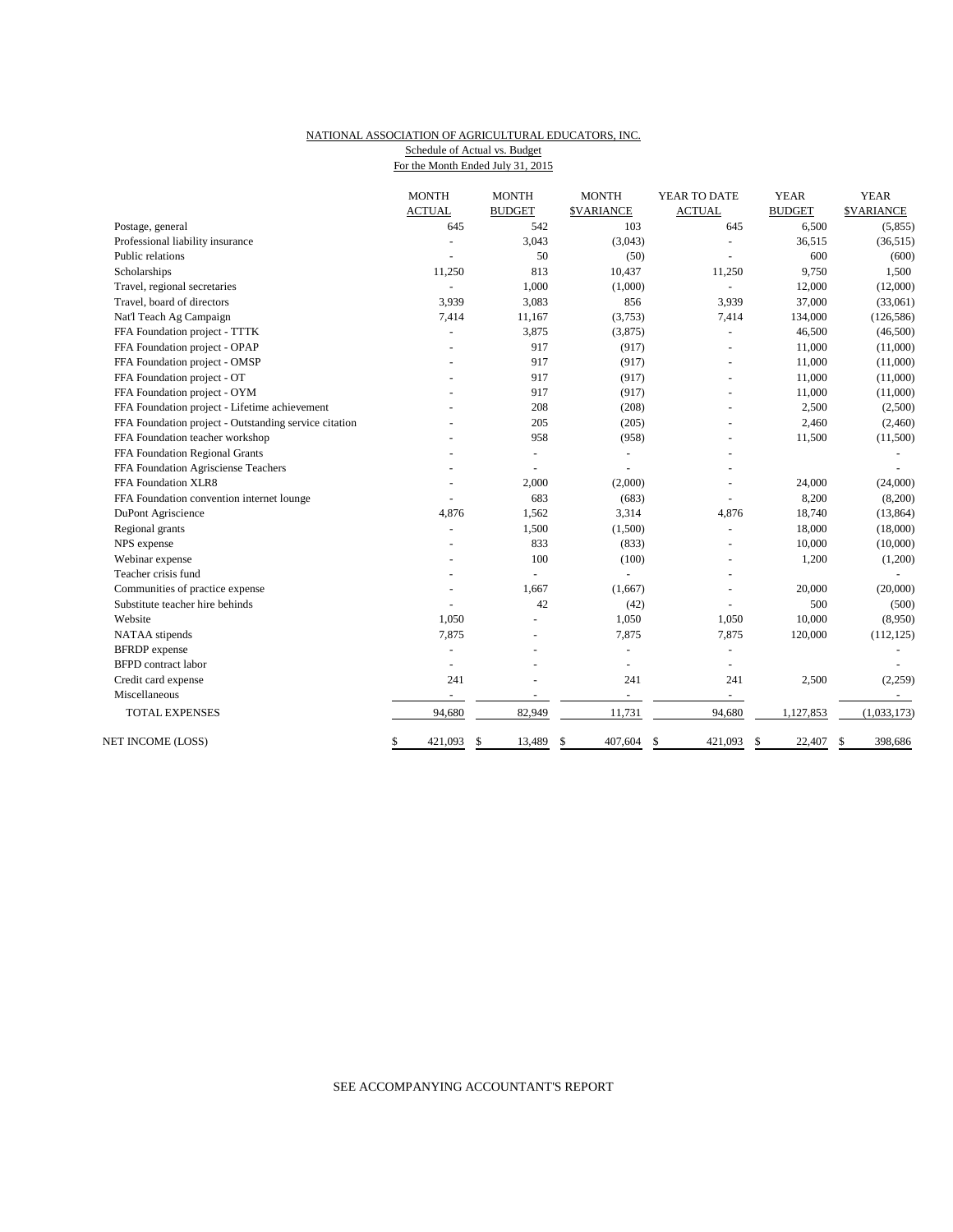NATIONAL ASSOCIATION OF AGRICULTURAL EDUCATORS, INC.
Schedule of Actual vs. Budget
For the Month Ended July 31, 2015

| | MONTH ACTUAL | MONTH BUDGET | MONTH $VARIANCE | YEAR TO DATE ACTUAL | YEAR BUDGET | YEAR $VARIANCE |
|---|---|---|---|---|---|---|
| Postage, general | 645 | 542 | 103 | 645 | 6,500 | (5,855) |
| Professional liability insurance | - | 3,043 | (3,043) | - | 36,515 | (36,515) |
| Public relations | - | 50 | (50) | - | 600 | (600) |
| Scholarships | 11,250 | 813 | 10,437 | 11,250 | 9,750 | 1,500 |
| Travel, regional secretaries | - | 1,000 | (1,000) | - | 12,000 | (12,000) |
| Travel, board of directors | 3,939 | 3,083 | 856 | 3,939 | 37,000 | (33,061) |
| Nat'l Teach Ag Campaign | 7,414 | 11,167 | (3,753) | 7,414 | 134,000 | (126,586) |
| FFA Foundation project - TTTK | - | 3,875 | (3,875) | - | 46,500 | (46,500) |
| FFA Foundation project - OPAP | - | 917 | (917) | - | 11,000 | (11,000) |
| FFA Foundation project - OMSP | - | 917 | (917) | - | 11,000 | (11,000) |
| FFA Foundation project - OT | - | 917 | (917) | - | 11,000 | (11,000) |
| FFA Foundation project - OYM | - | 917 | (917) | - | 11,000 | (11,000) |
| FFA Foundation project - Lifetime achievement | - | 208 | (208) | - | 2,500 | (2,500) |
| FFA Foundation project - Outstanding service citation | - | 205 | (205) | - | 2,460 | (2,460) |
| FFA Foundation teacher workshop | - | 958 | (958) | - | 11,500 | (11,500) |
| FFA Foundation Regional Grants | - | - | - | - | | - |
| FFA Foundation Agrisciense Teachers | - | - | - | - | | - |
| FFA Foundation XLR8 | - | 2,000 | (2,000) | - | 24,000 | (24,000) |
| FFA Foundation convention internet lounge | - | 683 | (683) | - | 8,200 | (8,200) |
| DuPont Agriscience | 4,876 | 1,562 | 3,314 | 4,876 | 18,740 | (13,864) |
| Regional grants | - | 1,500 | (1,500) | - | 18,000 | (18,000) |
| NPS expense | - | 833 | (833) | - | 10,000 | (10,000) |
| Webinar expense | - | 100 | (100) | - | 1,200 | (1,200) |
| Teacher crisis fund | - | - | - | - | | - |
| Communities of practice expense | - | 1,667 | (1,667) | - | 20,000 | (20,000) |
| Substitute teacher hire behinds | - | 42 | (42) | - | 500 | (500) |
| Website | 1,050 | - | 1,050 | 1,050 | 10,000 | (8,950) |
| NATAA stipends | 7,875 | - | 7,875 | 7,875 | 120,000 | (112,125) |
| BFRDP expense | - | - | - | - | | - |
| BFPD contract labor | - | - | - | - | | - |
| Credit card expense | 241 | - | 241 | 241 | 2,500 | (2,259) |
| Miscellaneous | - | - | - | - | | - |
| TOTAL EXPENSES | 94,680 | 82,949 | 11,731 | 94,680 | 1,127,853 | (1,033,173) |
| NET INCOME (LOSS) | $ 421,093 | $ 13,489 | $ 407,604 | $ 421,093 | $ 22,407 | $ 398,686 |

SEE ACCOMPANYING ACCOUNTANT'S REPORT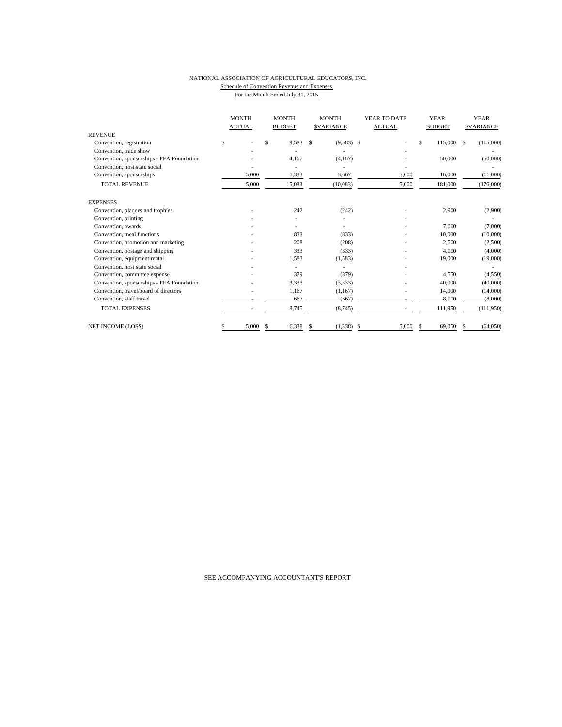NATIONAL ASSOCIATION OF AGRICULTURAL EDUCATORS, INC.

Schedule of Convention Revenue and Expenses

For the Month Ended July 31, 2015

| | MONTH ACTUAL | MONTH BUDGET | MONTH $VARIANCE | YEAR TO DATE ACTUAL | YEAR BUDGET | YEAR $VARIANCE |
|---|---|---|---|---|---|---|
| REVENUE | | | | | | |
| Convention, registration | $ - | $ 9,583 | $ (9,583) | $ - | $ 115,000 | $ (115,000) |
| Convention, trade show | - | - | - | - | | - |
| Convention, sponsorships - FFA Foundation | - | 4,167 | (4,167) | - | 50,000 | (50,000) |
| Convention, host state social | - | - | - | - | | - |
| Convention, sponsorships | 5,000 | 1,333 | 3,667 | 5,000 | 16,000 | (11,000) |
| TOTAL REVENUE | 5,000 | 15,083 | (10,083) | 5,000 | 181,000 | (176,000) |
| EXPENSES | | | | | | |
| Convention, plaques and trophies | - | 242 | (242) | - | 2,900 | (2,900) |
| Convention, printing | - | - | - | - | | - |
| Convention, awards | - | - | - | - | 7,000 | (7,000) |
| Convention, meal functions | - | 833 | (833) | - | 10,000 | (10,000) |
| Convention, promotion and marketing | - | 208 | (208) | - | 2,500 | (2,500) |
| Convention, postage and shipping | - | 333 | (333) | - | 4,000 | (4,000) |
| Convention, equipment rental | - | 1,583 | (1,583) | - | 19,000 | (19,000) |
| Convention, host state social | - | - | - | - | | - |
| Convention, committee expense | - | 379 | (379) | - | 4,550 | (4,550) |
| Convention, sponsorships - FFA Foundation | - | 3,333 | (3,333) | - | 40,000 | (40,000) |
| Convention, travel/board of directors | - | 1,167 | (1,167) | - | 14,000 | (14,000) |
| Convention, staff travel | - | 667 | (667) | - | 8,000 | (8,000) |
| TOTAL EXPENSES | - | 8,745 | (8,745) | - | 111,950 | (111,950) |
| NET INCOME (LOSS) | $ 5,000 | $ 6,338 | $ (1,338) | $ 5,000 | $ 69,050 | $ (64,050) |

SEE ACCOMPANYING ACCOUNTANT'S REPORT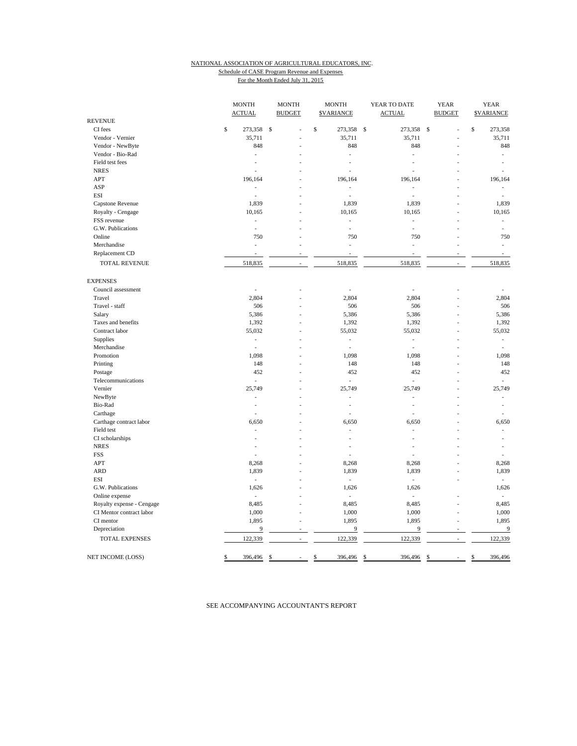NATIONAL ASSOCIATION OF AGRICULTURAL EDUCATORS, INC.

Schedule of CASE Program Revenue and Expenses

For the Month Ended July 31, 2015

| | MONTH ACTUAL | MONTH BUDGET | MONTH $VARIANCE | YEAR TO DATE ACTUAL | YEAR BUDGET | YEAR $VARIANCE |
|---|---|---|---|---|---|---|
| REVENUE | | | | | | |
| CI fees | $ 273,358 | $ - | $ 273,358 | $ 273,358 | $ - | $ 273,358 |
| Vendor - Vernier | 35,711 | - | 35,711 | 35,711 | - | 35,711 |
| Vendor - NewByte | 848 | - | 848 | 848 | - | 848 |
| Vendor - Bio-Rad | - | - | - | - | - | - |
| Field test fees | - | - | - | - | - | - |
| NRES | - | - | - | - | - | - |
| APT | 196,164 | - | 196,164 | 196,164 | - | 196,164 |
| ASP | - | - | - | - | - | - |
| ESI | - | - | - | - | - | - |
| Capstone Revenue | 1,839 | - | 1,839 | 1,839 | - | 1,839 |
| Royalty - Cengage | 10,165 | - | 10,165 | 10,165 | - | 10,165 |
| FSS revenue | - | - | - | - | - | - |
| G.W. Publications | - | - | - | - | - | - |
| Online | 750 | - | 750 | 750 | - | 750 |
| Merchandise | - | - | - | - | - | - |
| Replacement CD | - | - | - | - | - | - |
| TOTAL REVENUE | 518,835 | - | 518,835 | 518,835 | - | 518,835 |
| EXPENSES | | | | | | |
| Council assessment | - | - | - | - | - | - |
| Travel | 2,804 | - | 2,804 | 2,804 | - | 2,804 |
| Travel - staff | 506 | - | 506 | 506 | - | 506 |
| Salary | 5,386 | - | 5,386 | 5,386 | - | 5,386 |
| Taxes and benefits | 1,392 | - | 1,392 | 1,392 | - | 1,392 |
| Contract labor | 55,032 | - | 55,032 | 55,032 | - | 55,032 |
| Supplies | - | - | - | - | - | - |
| Merchandise | - | - | - | - | - | - |
| Promotion | 1,098 | - | 1,098 | 1,098 | - | 1,098 |
| Printing | 148 | - | 148 | 148 | - | 148 |
| Postage | 452 | - | 452 | 452 | - | 452 |
| Telecommunications | - | - | - | - | - | - |
| Vernier | 25,749 | - | 25,749 | 25,749 | - | 25,749 |
| NewByte | - | - | - | - | - | - |
| Bio-Rad | - | - | - | - | - | - |
| Carthage | - | - | - | - | - | - |
| Carthage contract labor | 6,650 | - | 6,650 | 6,650 | - | 6,650 |
| Field test | - | - | - | - | - | - |
| CI scholarships | - | - | - | - | - | - |
| NRES | - | - | - | - | - | - |
| FSS | - | - | - | - | - | - |
| APT | 8,268 | - | 8,268 | 8,268 | - | 8,268 |
| ARD | 1,839 | - | 1,839 | 1,839 | - | 1,839 |
| ESI | - | - | - | - | - | - |
| G.W. Publications | 1,626 | - | 1,626 | 1,626 | | 1,626 |
| Online expense | - | - | - | - | - | - |
| Royalty expense - Cengage | 8,485 | - | 8,485 | 8,485 | - | 8,485 |
| CI Mentor contract labor | 1,000 | - | 1,000 | 1,000 | - | 1,000 |
| CI mentor | 1,895 | - | 1,895 | 1,895 | - | 1,895 |
| Depreciation | 9 | - | 9 | 9 | - | 9 |
| TOTAL EXPENSES | 122,339 | - | 122,339 | 122,339 | - | 122,339 |
| NET INCOME (LOSS) | $ 396,496 | $ - | $ 396,496 | $ 396,496 | $ - | $ 396,496 |

SEE ACCOMPANYING ACCOUNTANT'S REPORT